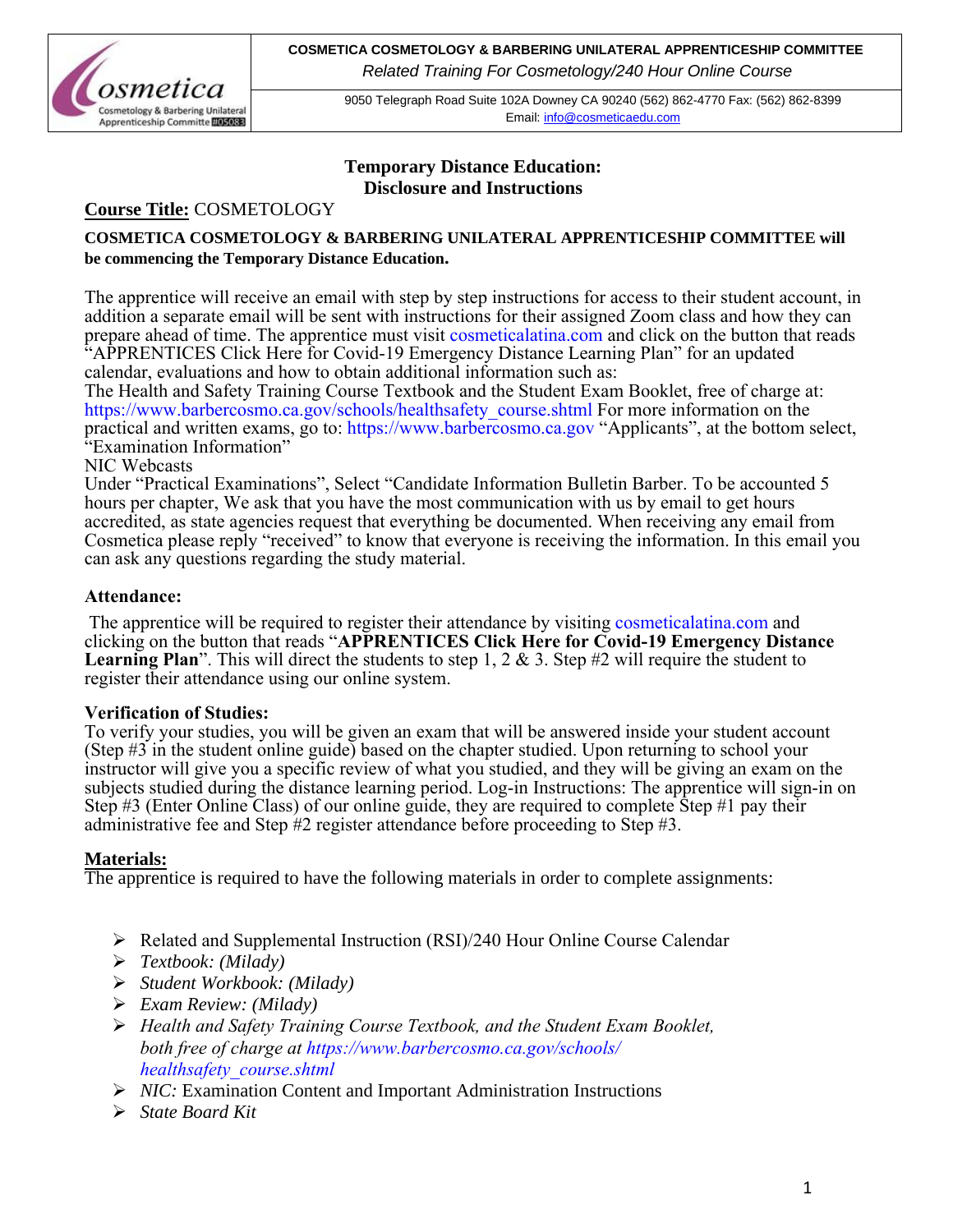**COSMETICA COSMETOLOGY & BARBERING UNILATERAL APPRENTICESHIP COMMITTEE**
*Related Training For Cosmetology/240 Hour Online Course*

9050 Telegraph Road Suite 102A Downey CA 90240 (562) 862-4770 Fax: (562) 862-8399
Email: info@cosmeticaedu.com

## Temporary Distance Education: Disclosure and Instructions

**Course Title:** COSMETOLOGY

**COSMETICA COSMETOLOGY & BARBERING UNILATERAL APPRENTICESHIP COMMITTEE will be commencing the Temporary Distance Education.**

The apprentice will receive an email with step by step instructions for access to their student account, in addition a separate email will be sent with instructions for their assigned Zoom class and how they can prepare ahead of time. The apprentice must visit cosmeticalatina.com and click on the button that reads "APPRENTICES Click Here for Covid-19 Emergency Distance Learning Plan" for an updated calendar, evaluations and how to obtain additional information such as:
The Health and Safety Training Course Textbook and the Student Exam Booklet, free of charge at: https://www.barbercosmo.ca.gov/schools/healthsafety_course.shtml For more information on the practical and written exams, go to: https://www.barbercosmo.ca.gov "Applicants", at the bottom select, "Examination Information"
NIC Webcasts
Under "Practical Examinations", Select "Candidate Information Bulletin Barber. To be accounted 5 hours per chapter, We ask that you have the most communication with us by email to get hours accredited, as state agencies request that everything be documented. When receiving any email from Cosmetica please reply "received" to know that everyone is receiving the information. In this email you can ask any questions regarding the study material.

**Attendance:**

The apprentice will be required to register their attendance by visiting cosmeticalatina.com and clicking on the button that reads "**APPRENTICES Click Here for Covid-19 Emergency Distance Learning Plan**". This will direct the students to step 1, 2 & 3. Step #2 will require the student to register their attendance using our online system.

**Verification of Studies:**
To verify your studies, you will be given an exam that will be answered inside your student account (Step #3 in the student online guide) based on the chapter studied. Upon returning to school your instructor will give you a specific review of what you studied, and they will be giving an exam on the subjects studied during the distance learning period. Log-in Instructions: The apprentice will sign-in on Step #3 (Enter Online Class) of our online guide, they are required to complete Step #1 pay their administrative fee and Step #2 register attendance before proceeding to Step #3.

**Materials:**
The apprentice is required to have the following materials in order to complete assignments:

- Related and Supplemental Instruction (RSI)/240 Hour Online Course Calendar
- *Textbook: (Milady)*
- *Student Workbook: (Milady)*
- *Exam Review: (Milady)*
- *Health and Safety Training Course Textbook, and the Student Exam Booklet, both free of charge at https://www.barbercosmo.ca.gov/schools/healthsafety_course.shtml*
- *NIC:* Examination Content and Important Administration Instructions
- *State Board Kit*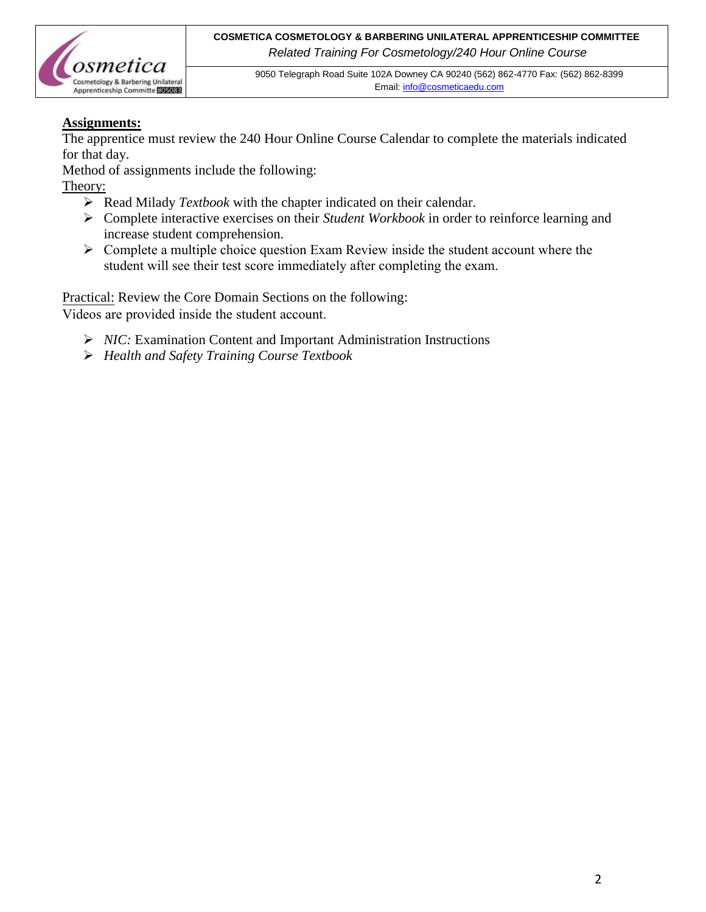**Assignments:**

The apprentice must review the 240 Hour Online Course Calendar to complete the materials indicated for that day.

Method of assignments include the following:

Theory:

- Read Milady *Textbook* with the chapter indicated on their calendar.
- Complete interactive exercises on their *Student Workbook* in order to reinforce learning and increase student comprehension.
- Complete a multiple choice question Exam Review inside the student account where the student will see their test score immediately after completing the exam.

Practical: Review the Core Domain Sections on the following:
Videos are provided inside the student account.

- *NIC:* Examination Content and Important Administration Instructions
- *Health and Safety Training Course Textbook*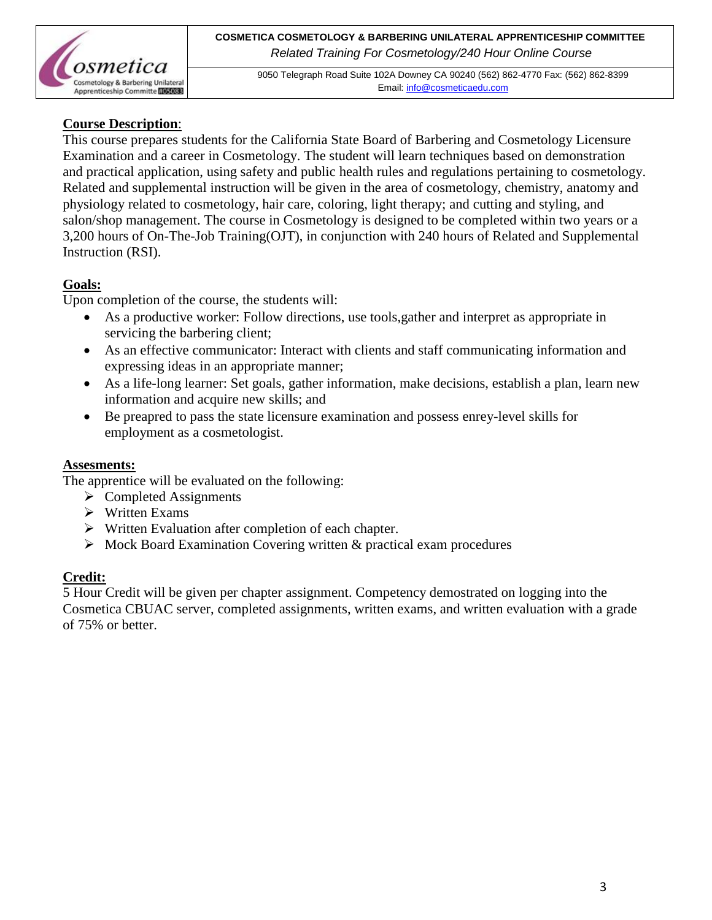**Course Description**:

This course prepares students for the California State Board of Barbering and Cosmetology Licensure Examination and a career in Cosmetology. The student will learn techniques based on demonstration and practical application, using safety and public health rules and regulations pertaining to cosmetology. Related and supplemental instruction will be given in the area of cosmetology, chemistry, anatomy and physiology related to cosmetology, hair care, coloring, light therapy; and cutting and styling, and salon/shop management. The course in Cosmetology is designed to be completed within two years or a 3,200 hours of On-The-Job Training(OJT), in conjunction with 240 hours of Related and Supplemental Instruction (RSI).

**Goals:**

Upon completion of the course, the students will:

- As a productive worker: Follow directions, use tools,gather and interpret as appropriate in servicing the barbering client;
- As an effective communicator: Interact with clients and staff communicating information and expressing ideas in an appropriate manner;
- As a life-long learner: Set goals, gather information, make decisions, establish a plan, learn new information and acquire new skills; and
- Be preapred to pass the state licensure examination and possess enrey-level skills for employment as a cosmetologist.

**Assesments:**

The apprentice will be evaluated on the following:

- Completed Assignments
- Written Exams
- Written Evaluation after completion of each chapter.
- Mock Board Examination Covering written & practical exam procedures

**Credit:**

5 Hour Credit will be given per chapter assignment. Competency demostrated on logging into the Cosmetica CBUAC server, completed assignments, written exams, and written evaluation with a grade of 75% or better.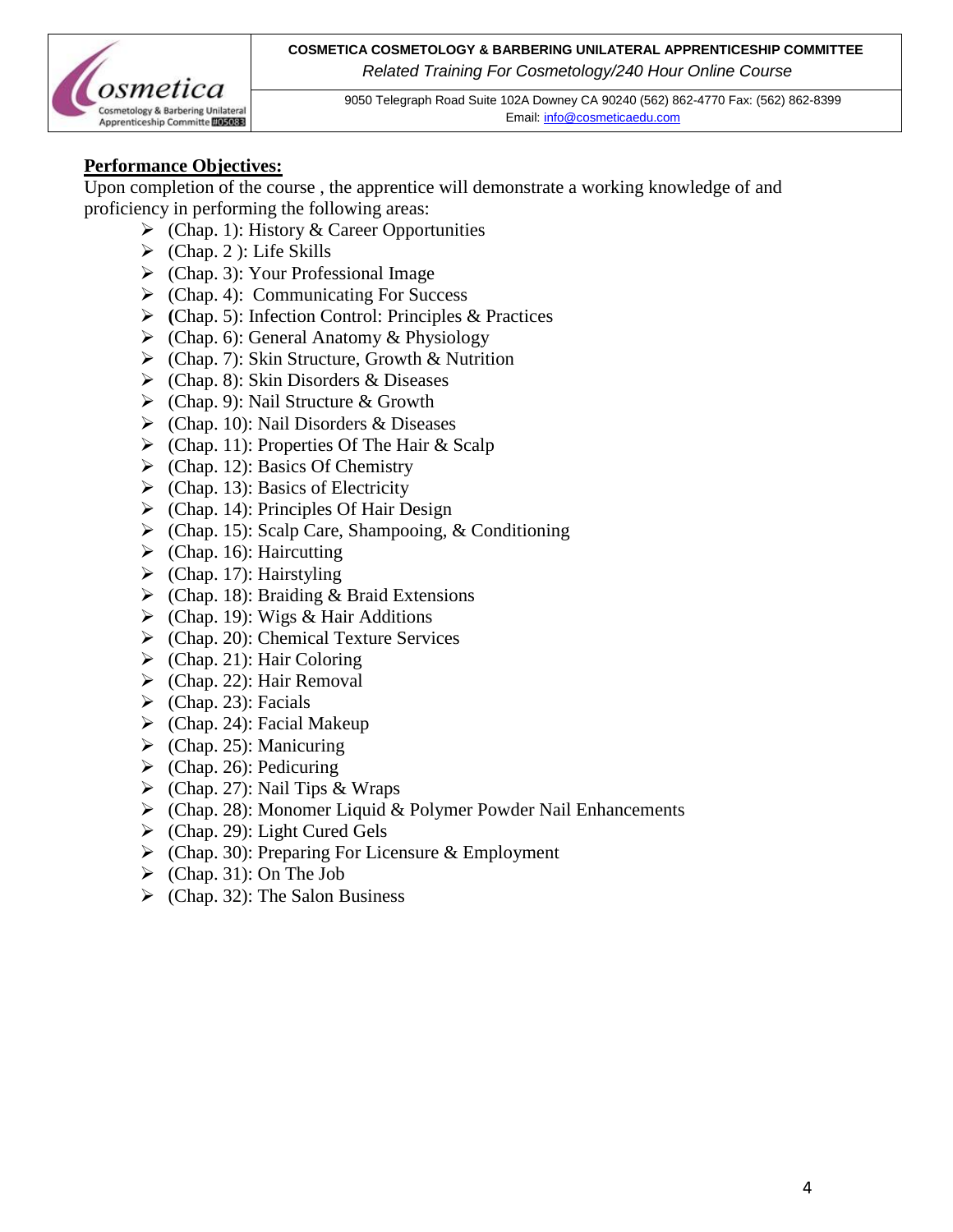**Performance Objectives:**

Upon completion of the course , the apprentice will demonstrate a working knowledge of and proficiency in performing the following areas:

- (Chap. 1): History & Career Opportunities
- (Chap. 2 ): Life Skills
- (Chap. 3): Your Professional Image
- (Chap. 4): Communicating For Success
- (Chap. 5): Infection Control: Principles & Practices
- (Chap. 6): General Anatomy & Physiology
- (Chap. 7): Skin Structure, Growth & Nutrition
- (Chap. 8): Skin Disorders & Diseases
- (Chap. 9): Nail Structure & Growth
- (Chap. 10): Nail Disorders & Diseases
- (Chap. 11): Properties Of The Hair & Scalp
- (Chap. 12): Basics Of Chemistry
- (Chap. 13): Basics of Electricity
- (Chap. 14): Principles Of Hair Design
- (Chap. 15): Scalp Care, Shampooing, & Conditioning
- (Chap. 16): Haircutting
- (Chap. 17): Hairstyling
- (Chap. 18): Braiding & Braid Extensions
- (Chap. 19): Wigs & Hair Additions
- (Chap. 20): Chemical Texture Services
- (Chap. 21): Hair Coloring
- (Chap. 22): Hair Removal
- (Chap. 23): Facials
- (Chap. 24): Facial Makeup
- (Chap. 25): Manicuring
- (Chap. 26): Pedicuring
- (Chap. 27): Nail Tips & Wraps
- (Chap. 28): Monomer Liquid & Polymer Powder Nail Enhancements
- (Chap. 29): Light Cured Gels
- (Chap. 30): Preparing For Licensure & Employment
- (Chap. 31): On The Job
- (Chap. 32): The Salon Business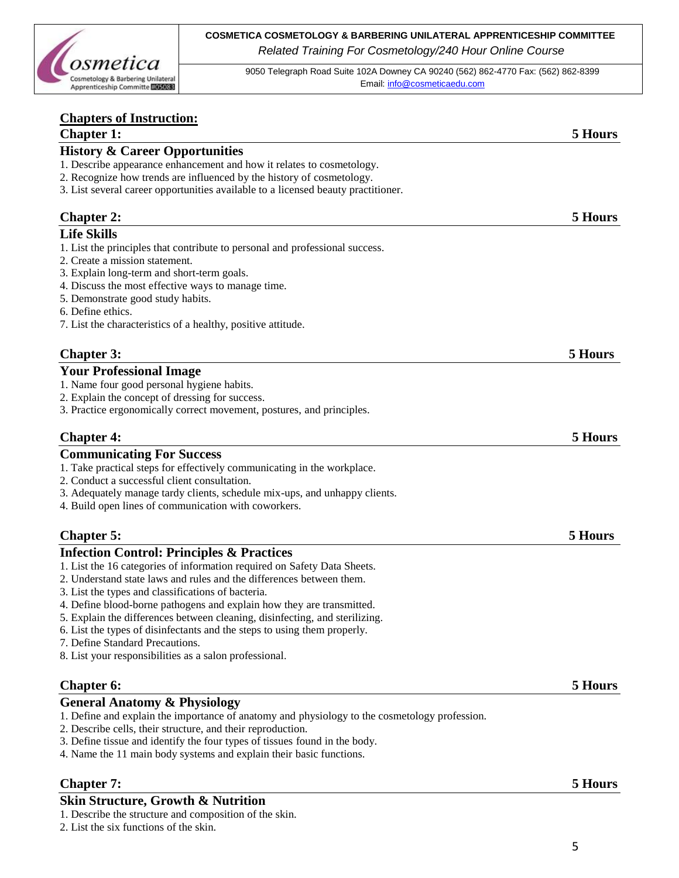## Chapters of Instruction:

### Chapter 1: 5 Hours

**History & Career Opportunities**

1. Describe appearance enhancement and how it relates to cosmetology.
2. Recognize how trends are influenced by the history of cosmetology.
3. List several career opportunities available to a licensed beauty practitioner.

### Chapter 2: 5 Hours

**Life Skills**

1. List the principles that contribute to personal and professional success.
2. Create a mission statement.
3. Explain long-term and short-term goals.
4. Discuss the most effective ways to manage time.
5. Demonstrate good study habits.
6. Define ethics.
7. List the characteristics of a healthy, positive attitude.

### Chapter 3: 5 Hours

**Your Professional Image**

1. Name four good personal hygiene habits.
2. Explain the concept of dressing for success.
3. Practice ergonomically correct movement, postures, and principles.

### Chapter 4: 5 Hours

**Communicating For Success**

1. Take practical steps for effectively communicating in the workplace.
2. Conduct a successful client consultation.
3. Adequately manage tardy clients, schedule mix-ups, and unhappy clients.
4. Build open lines of communication with coworkers.

### Chapter 5: 5 Hours

**Infection Control: Principles & Practices**

1. List the 16 categories of information required on Safety Data Sheets.
2. Understand state laws and rules and the differences between them.
3. List the types and classifications of bacteria.
4. Define blood-borne pathogens and explain how they are transmitted.
5. Explain the differences between cleaning, disinfecting, and sterilizing.
6. List the types of disinfectants and the steps to using them properly.
7. Define Standard Precautions.
8. List your responsibilities as a salon professional.

### Chapter 6: 5 Hours

**General Anatomy & Physiology**

1. Define and explain the importance of anatomy and physiology to the cosmetology profession.
2. Describe cells, their structure, and their reproduction.
3. Define tissue and identify the four types of tissues found in the body.
4. Name the 11 main body systems and explain their basic functions.

### Chapter 7: 5 Hours

**Skin Structure, Growth & Nutrition**

1. Describe the structure and composition of the skin.
2. List the six functions of the skin.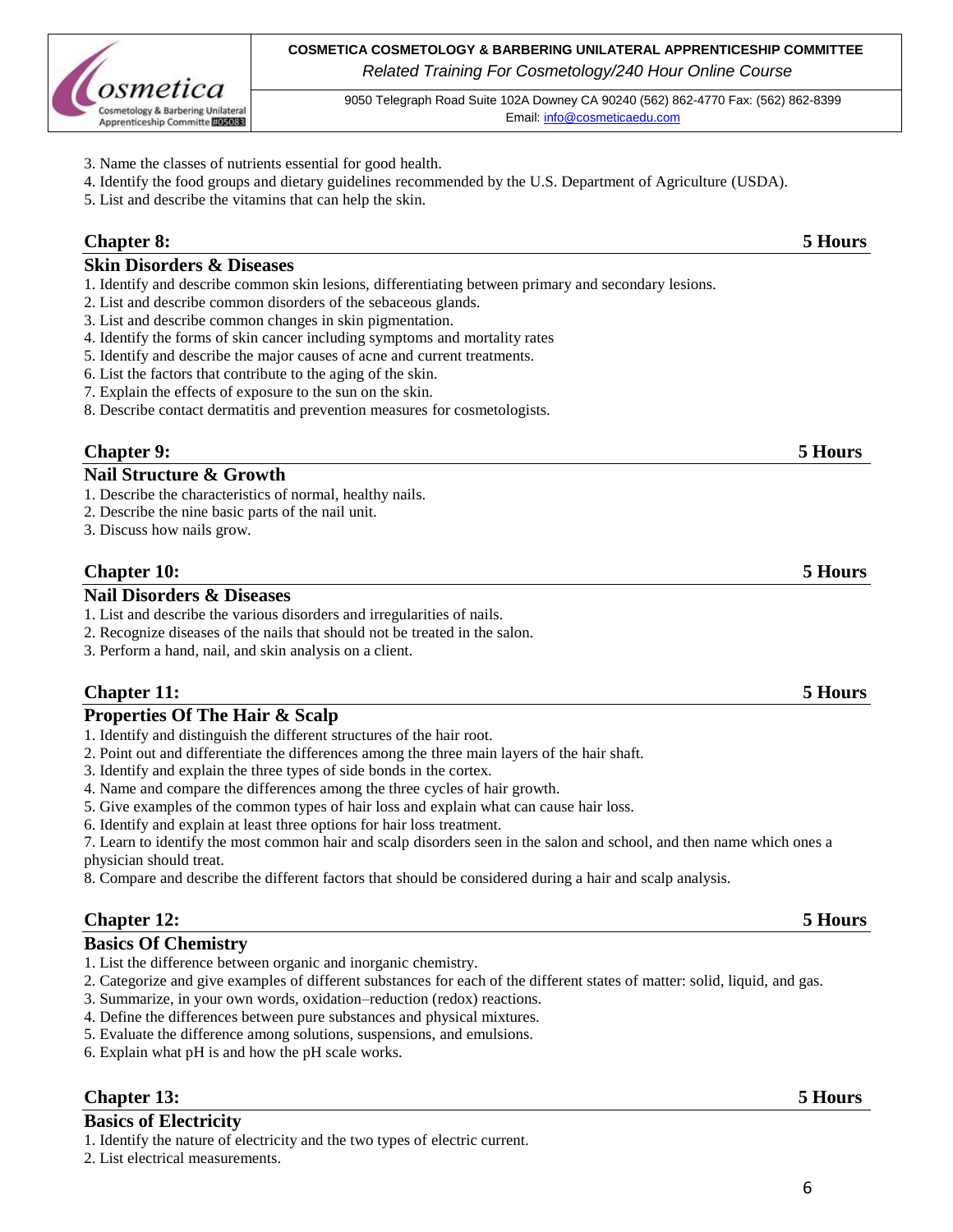3. Name the classes of nutrients essential for good health.
4. Identify the food groups and dietary guidelines recommended by the U.S. Department of Agriculture (USDA).
5. List and describe the vitamins that can help the skin.

## Chapter 8: 5 Hours

### Skin Disorders & Diseases

1. Identify and describe common skin lesions, differentiating between primary and secondary lesions.
2. List and describe common disorders of the sebaceous glands.
3. List and describe common changes in skin pigmentation.
4. Identify the forms of skin cancer including symptoms and mortality rates
5. Identify and describe the major causes of acne and current treatments.
6. List the factors that contribute to the aging of the skin.
7. Explain the effects of exposure to the sun on the skin.
8. Describe contact dermatitis and prevention measures for cosmetologists.

## Chapter 9: 5 Hours

### Nail Structure & Growth

1. Describe the characteristics of normal, healthy nails.
2. Describe the nine basic parts of the nail unit.
3. Discuss how nails grow.

## Chapter 10: 5 Hours

### Nail Disorders & Diseases

1. List and describe the various disorders and irregularities of nails.
2. Recognize diseases of the nails that should not be treated in the salon.
3. Perform a hand, nail, and skin analysis on a client.

## Chapter 11: 5 Hours

### Properties Of The Hair & Scalp

1. Identify and distinguish the different structures of the hair root.
2. Point out and differentiate the differences among the three main layers of the hair shaft.
3. Identify and explain the three types of side bonds in the cortex.
4. Name and compare the differences among the three cycles of hair growth.
5. Give examples of the common types of hair loss and explain what can cause hair loss.
6. Identify and explain at least three options for hair loss treatment.
7. Learn to identify the most common hair and scalp disorders seen in the salon and school, and then name which ones a physician should treat.
8. Compare and describe the different factors that should be considered during a hair and scalp analysis.

## Chapter 12: 5 Hours

### Basics Of Chemistry

1. List the difference between organic and inorganic chemistry.
2. Categorize and give examples of different substances for each of the different states of matter: solid, liquid, and gas.
3. Summarize, in your own words, oxidation–reduction (redox) reactions.
4. Define the differences between pure substances and physical mixtures.
5. Evaluate the difference among solutions, suspensions, and emulsions.
6. Explain what pH is and how the pH scale works.

## Chapter 13: 5 Hours

### Basics of Electricity

1. Identify the nature of electricity and the two types of electric current.
2. List electrical measurements.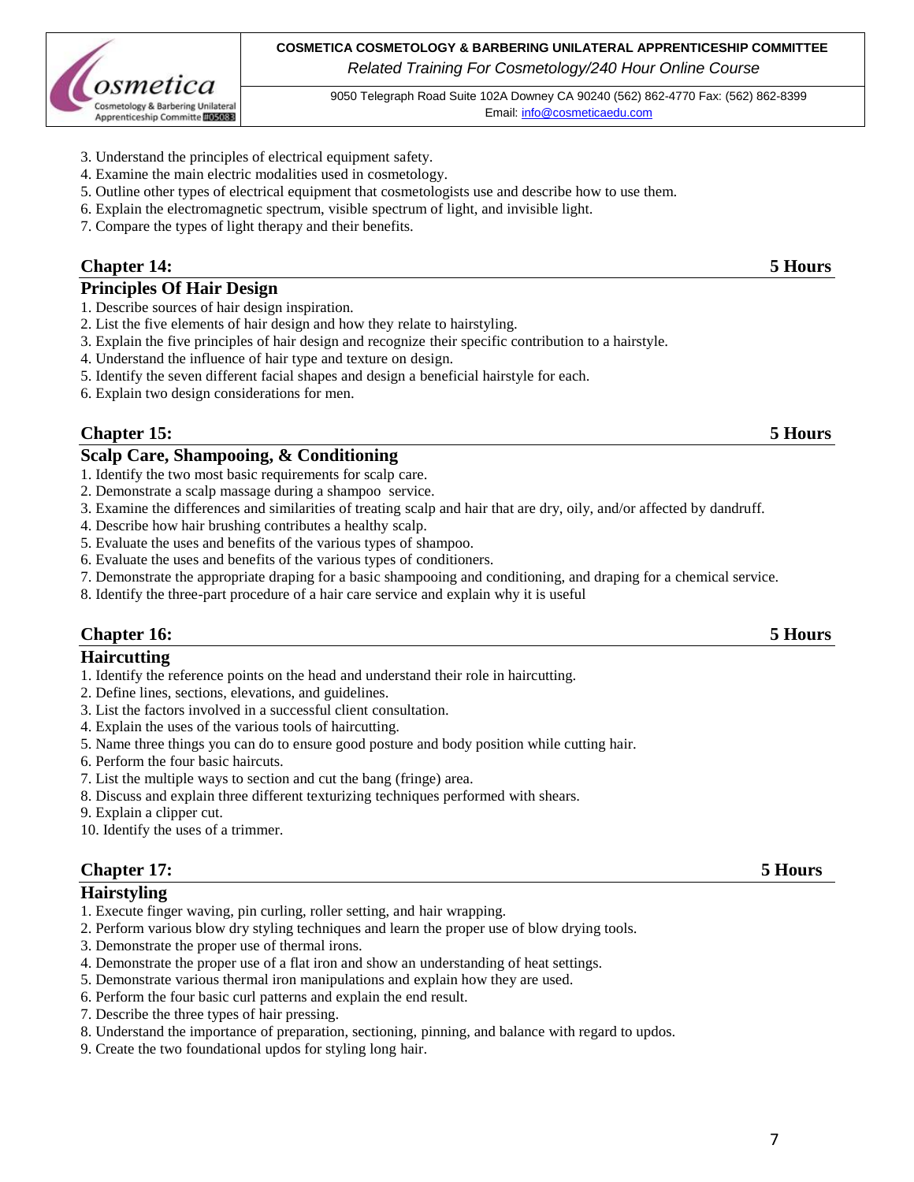3. Understand the principles of electrical equipment safety.
4. Examine the main electric modalities used in cosmetology.
5. Outline other types of electrical equipment that cosmetologists use and describe how to use them.
6. Explain the electromagnetic spectrum, visible spectrum of light, and invisible light.
7. Compare the types of light therapy and their benefits.

## Chapter 14: 5 Hours

### Principles Of Hair Design

1. Describe sources of hair design inspiration.
2. List the five elements of hair design and how they relate to hairstyling.
3. Explain the five principles of hair design and recognize their specific contribution to a hairstyle.
4. Understand the influence of hair type and texture on design.
5. Identify the seven different facial shapes and design a beneficial hairstyle for each.
6. Explain two design considerations for men.

## Chapter 15: 5 Hours

### Scalp Care, Shampooing, & Conditioning

1. Identify the two most basic requirements for scalp care.
2. Demonstrate a scalp massage during a shampoo service.
3. Examine the differences and similarities of treating scalp and hair that are dry, oily, and/or affected by dandruff.
4. Describe how hair brushing contributes a healthy scalp.
5. Evaluate the uses and benefits of the various types of shampoo.
6. Evaluate the uses and benefits of the various types of conditioners.
7. Demonstrate the appropriate draping for a basic shampooing and conditioning, and draping for a chemical service.
8. Identify the three-part procedure of a hair care service and explain why it is useful

## Chapter 16: 5 Hours

### Haircutting

1. Identify the reference points on the head and understand their role in haircutting.
2. Define lines, sections, elevations, and guidelines.
3. List the factors involved in a successful client consultation.
4. Explain the uses of the various tools of haircutting.
5. Name three things you can do to ensure good posture and body position while cutting hair.
6. Perform the four basic haircuts.
7. List the multiple ways to section and cut the bang (fringe) area.
8. Discuss and explain three different texturizing techniques performed with shears.
9. Explain a clipper cut.
10. Identify the uses of a trimmer.

## Chapter 17: 5 Hours

### Hairstyling

1. Execute finger waving, pin curling, roller setting, and hair wrapping.
2. Perform various blow dry styling techniques and learn the proper use of blow drying tools.
3. Demonstrate the proper use of thermal irons.
4. Demonstrate the proper use of a flat iron and show an understanding of heat settings.
5. Demonstrate various thermal iron manipulations and explain how they are used.
6. Perform the four basic curl patterns and explain the end result.
7. Describe the three types of hair pressing.
8. Understand the importance of preparation, sectioning, pinning, and balance with regard to updos.
9. Create the two foundational updos for styling long hair.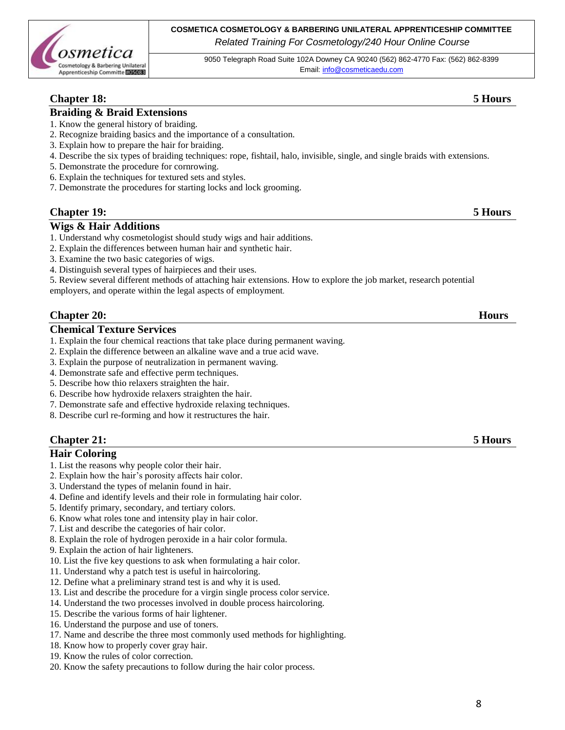## Chapter 18: 5 Hours

### Braiding & Braid Extensions

1. Know the general history of braiding.
2. Recognize braiding basics and the importance of a consultation.
3. Explain how to prepare the hair for braiding.
4. Describe the six types of braiding techniques: rope, fishtail, halo, invisible, single, and single braids with extensions.
5. Demonstrate the procedure for cornrowing.
6. Explain the techniques for textured sets and styles.
7. Demonstrate the procedures for starting locks and lock grooming.

## Chapter 19: 5 Hours

### Wigs & Hair Additions

1. Understand why cosmetologist should study wigs and hair additions.
2. Explain the differences between human hair and synthetic hair.
3. Examine the two basic categories of wigs.
4. Distinguish several types of hairpieces and their uses.
5. Review several different methods of attaching hair extensions. How to explore the job market, research potential employers, and operate within the legal aspects of employment.

## Chapter 20: Hours

### Chemical Texture Services

1. Explain the four chemical reactions that take place during permanent waving.
2. Explain the difference between an alkaline wave and a true acid wave.
3. Explain the purpose of neutralization in permanent waving.
4. Demonstrate safe and effective perm techniques.
5. Describe how thio relaxers straighten the hair.
6. Describe how hydroxide relaxers straighten the hair.
7. Demonstrate safe and effective hydroxide relaxing techniques.
8. Describe curl re-forming and how it restructures the hair.

## Chapter 21: 5 Hours

### Hair Coloring

1. List the reasons why people color their hair.
2. Explain how the hair's porosity affects hair color.
3. Understand the types of melanin found in hair.
4. Define and identify levels and their role in formulating hair color.
5. Identify primary, secondary, and tertiary colors.
6. Know what roles tone and intensity play in hair color.
7. List and describe the categories of hair color.
8. Explain the role of hydrogen peroxide in a hair color formula.
9. Explain the action of hair lighteners.
10. List the five key questions to ask when formulating a hair color.
11. Understand why a patch test is useful in haircoloring.
12. Define what a preliminary strand test is and why it is used.
13. List and describe the procedure for a virgin single process color service.
14. Understand the two processes involved in double process haircoloring.
15. Describe the various forms of hair lightener.
16. Understand the purpose and use of toners.
17. Name and describe the three most commonly used methods for highlighting.
18. Know how to properly cover gray hair.
19. Know the rules of color correction.
20. Know the safety precautions to follow during the hair color process.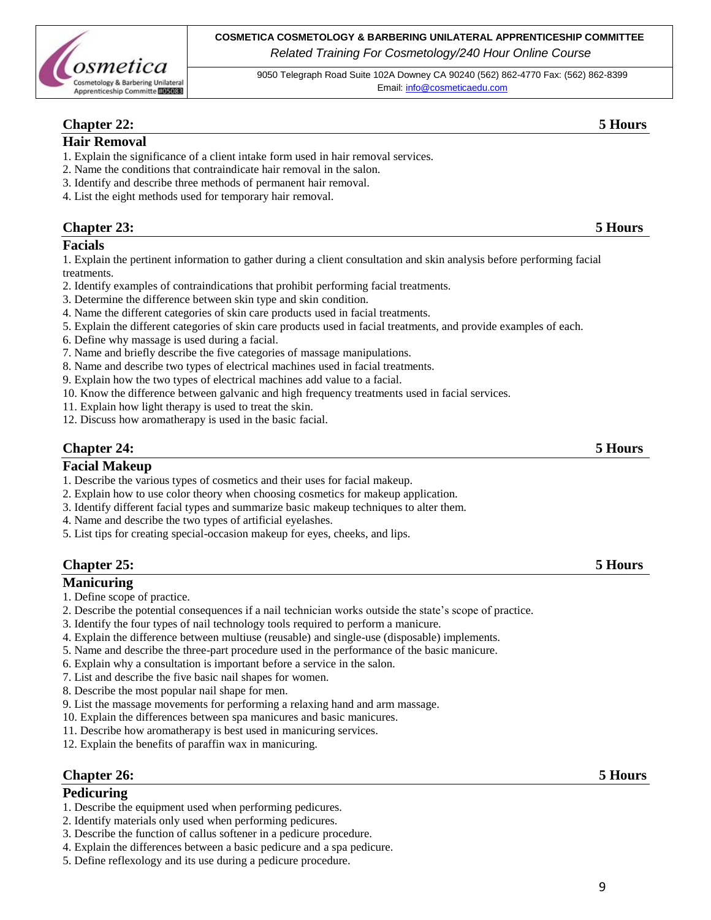## Chapter 22: 5 Hours

### Hair Removal

1. Explain the significance of a client intake form used in hair removal services.
2. Name the conditions that contraindicate hair removal in the salon.
3. Identify and describe three methods of permanent hair removal.
4. List the eight methods used for temporary hair removal.

## Chapter 23: 5 Hours

### Facials

1. Explain the pertinent information to gather during a client consultation and skin analysis before performing facial treatments.
2. Identify examples of contraindications that prohibit performing facial treatments.
3. Determine the difference between skin type and skin condition.
4. Name the different categories of skin care products used in facial treatments.
5. Explain the different categories of skin care products used in facial treatments, and provide examples of each.
6. Define why massage is used during a facial.
7. Name and briefly describe the five categories of massage manipulations.
8. Name and describe two types of electrical machines used in facial treatments.
9. Explain how the two types of electrical machines add value to a facial.
10. Know the difference between galvanic and high frequency treatments used in facial services.
11. Explain how light therapy is used to treat the skin.
12. Discuss how aromatherapy is used in the basic facial.

## Chapter 24: 5 Hours

### Facial Makeup

1. Describe the various types of cosmetics and their uses for facial makeup.
2. Explain how to use color theory when choosing cosmetics for makeup application.
3. Identify different facial types and summarize basic makeup techniques to alter them.
4. Name and describe the two types of artificial eyelashes.
5. List tips for creating special-occasion makeup for eyes, cheeks, and lips.

## Chapter 25: 5 Hours

### Manicuring

1. Define scope of practice.
2. Describe the potential consequences if a nail technician works outside the state's scope of practice.
3. Identify the four types of nail technology tools required to perform a manicure.
4. Explain the difference between multiuse (reusable) and single-use (disposable) implements.
5. Name and describe the three-part procedure used in the performance of the basic manicure.
6. Explain why a consultation is important before a service in the salon.
7. List and describe the five basic nail shapes for women.
8. Describe the most popular nail shape for men.
9. List the massage movements for performing a relaxing hand and arm massage.
10. Explain the differences between spa manicures and basic manicures.
11. Describe how aromatherapy is best used in manicuring services.
12. Explain the benefits of paraffin wax in manicuring.

## Chapter 26: 5 Hours

### Pedicuring

1. Describe the equipment used when performing pedicures.
2. Identify materials only used when performing pedicures.
3. Describe the function of callus softener in a pedicure procedure.
4. Explain the differences between a basic pedicure and a spa pedicure.
5. Define reflexology and its use during a pedicure procedure.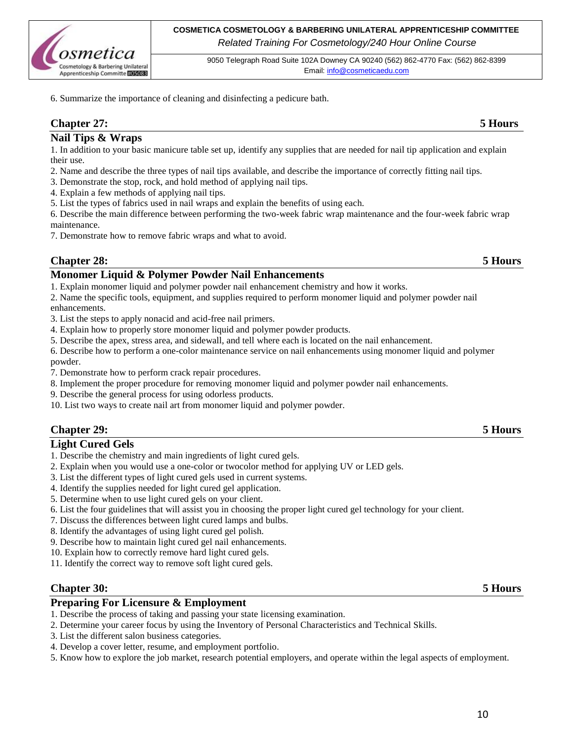6. Summarize the importance of cleaning and disinfecting a pedicure bath.

## Chapter 27: 5 Hours

### Nail Tips & Wraps

1. In addition to your basic manicure table set up, identify any supplies that are needed for nail tip application and explain their use.
2. Name and describe the three types of nail tips available, and describe the importance of correctly fitting nail tips.
3. Demonstrate the stop, rock, and hold method of applying nail tips.
4. Explain a few methods of applying nail tips.
5. List the types of fabrics used in nail wraps and explain the benefits of using each.
6. Describe the main difference between performing the two-week fabric wrap maintenance and the four-week fabric wrap maintenance.
7. Demonstrate how to remove fabric wraps and what to avoid.

## Chapter 28: 5 Hours

### Monomer Liquid & Polymer Powder Nail Enhancements

1. Explain monomer liquid and polymer powder nail enhancement chemistry and how it works.
2. Name the specific tools, equipment, and supplies required to perform monomer liquid and polymer powder nail enhancements.
3. List the steps to apply nonacid and acid-free nail primers.
4. Explain how to properly store monomer liquid and polymer powder products.
5. Describe the apex, stress area, and sidewall, and tell where each is located on the nail enhancement.
6. Describe how to perform a one-color maintenance service on nail enhancements using monomer liquid and polymer powder.
7. Demonstrate how to perform crack repair procedures.
8. Implement the proper procedure for removing monomer liquid and polymer powder nail enhancements.
9. Describe the general process for using odorless products.
10. List two ways to create nail art from monomer liquid and polymer powder.

## Chapter 29: 5 Hours

### Light Cured Gels

1. Describe the chemistry and main ingredients of light cured gels.
2. Explain when you would use a one-color or twocolor method for applying UV or LED gels.
3. List the different types of light cured gels used in current systems.
4. Identify the supplies needed for light cured gel application.
5. Determine when to use light cured gels on your client.
6. List the four guidelines that will assist you in choosing the proper light cured gel technology for your client.
7. Discuss the differences between light cured lamps and bulbs.
8. Identify the advantages of using light cured gel polish.
9. Describe how to maintain light cured gel nail enhancements.
10. Explain how to correctly remove hard light cured gels.
11. Identify the correct way to remove soft light cured gels.

## Chapter 30: 5 Hours

### Preparing For Licensure & Employment

1. Describe the process of taking and passing your state licensing examination.
2. Determine your career focus by using the Inventory of Personal Characteristics and Technical Skills.
3. List the different salon business categories.
4. Develop a cover letter, resume, and employment portfolio.
5. Know how to explore the job market, research potential employers, and operate within the legal aspects of employment.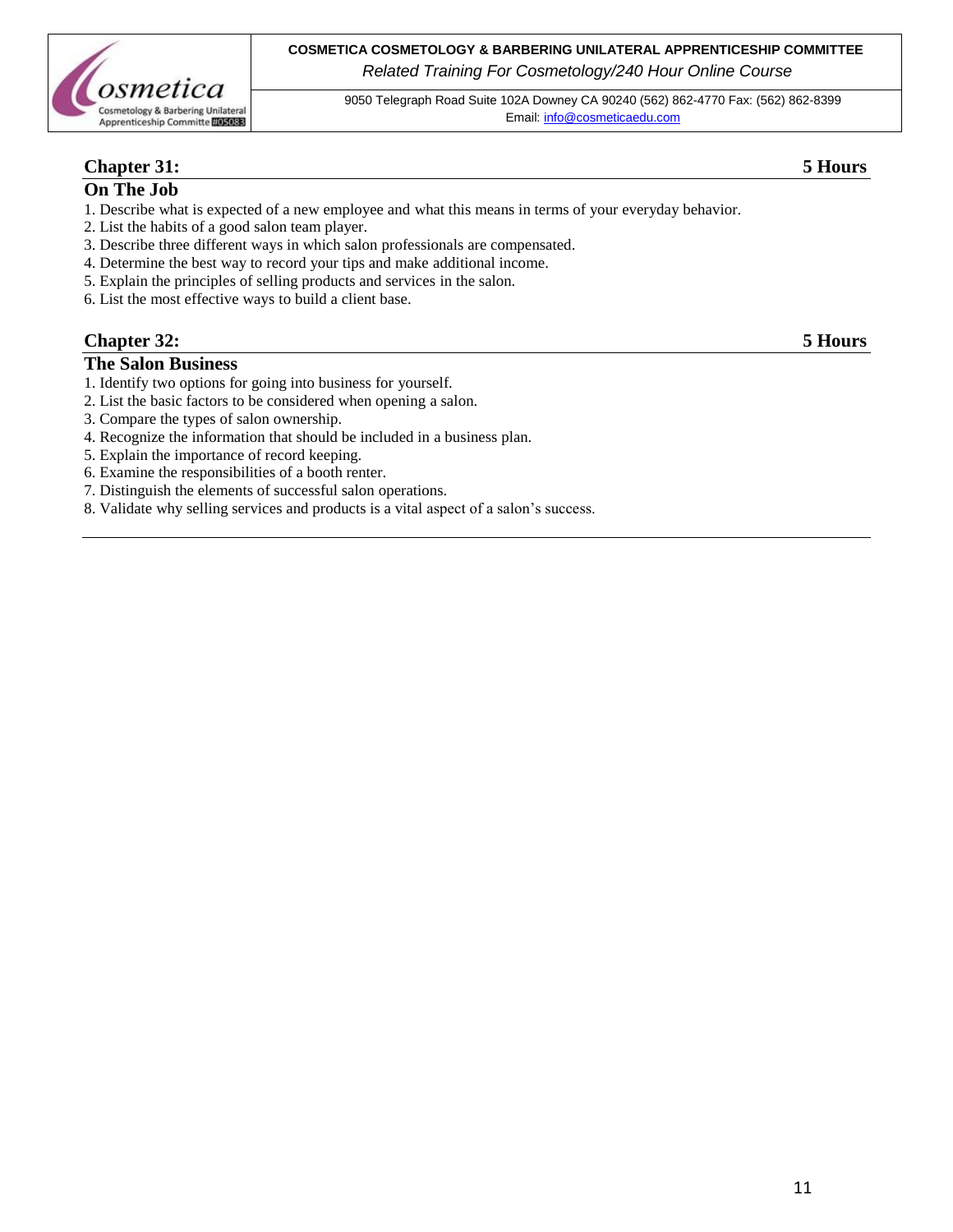## Chapter 31: 5 Hours

### On The Job

1. Describe what is expected of a new employee and what this means in terms of your everyday behavior.
2. List the habits of a good salon team player.
3. Describe three different ways in which salon professionals are compensated.
4. Determine the best way to record your tips and make additional income.
5. Explain the principles of selling products and services in the salon.
6. List the most effective ways to build a client base.

## Chapter 32: 5 Hours

### The Salon Business

1. Identify two options for going into business for yourself.
2. List the basic factors to be considered when opening a salon.
3. Compare the types of salon ownership.
4. Recognize the information that should be included in a business plan.
5. Explain the importance of record keeping.
6. Examine the responsibilities of a booth renter.
7. Distinguish the elements of successful salon operations.
8. Validate why selling services and products is a vital aspect of a salon's success.